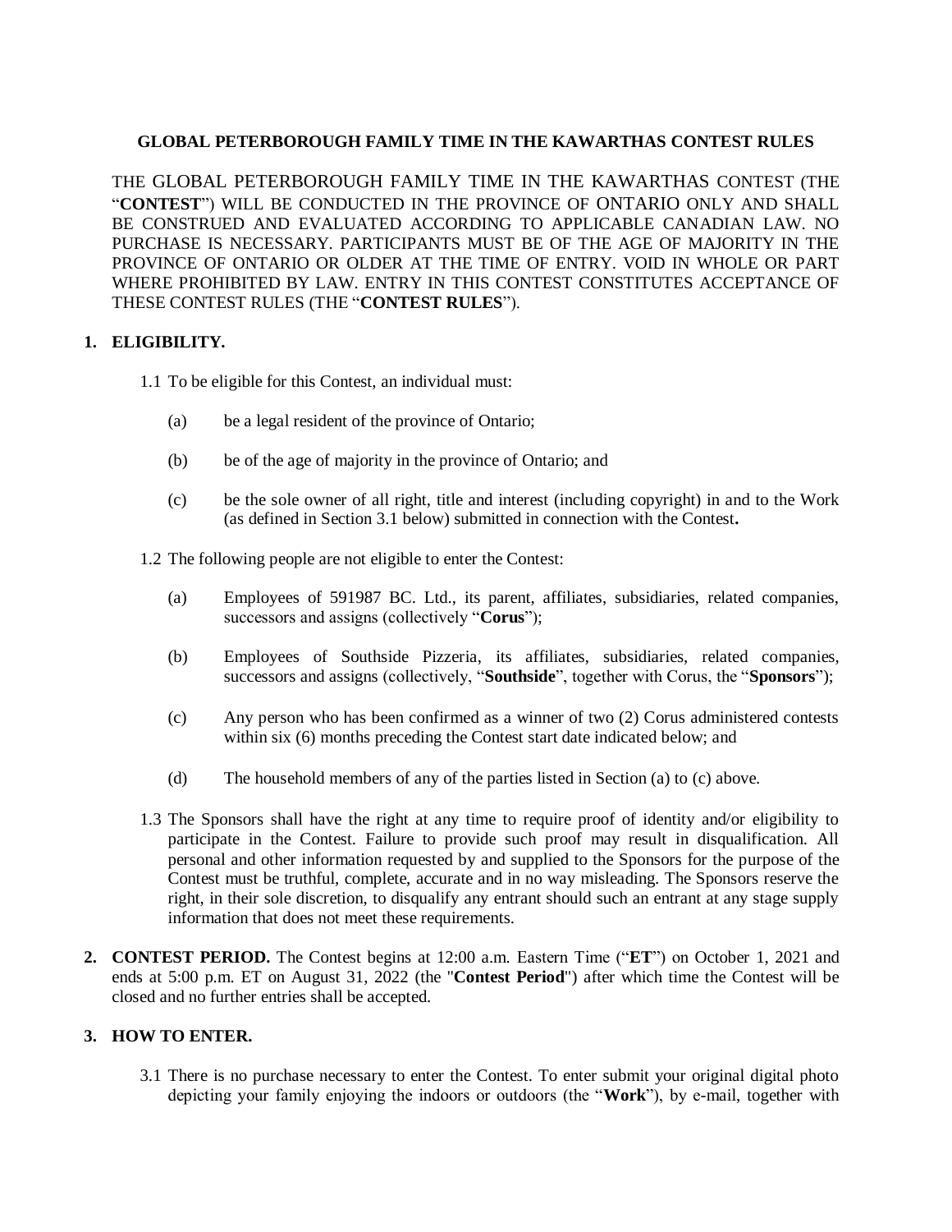**GLOBAL PETERBOROUGH FAMILY TIME IN THE KAWARTHAS CONTEST RULES**

THE GLOBAL PETERBOROUGH FAMILY TIME IN THE KAWARTHAS CONTEST (THE "**CONTEST**") WILL BE CONDUCTED IN THE PROVINCE OF ONTARIO ONLY AND SHALL BE CONSTRUED AND EVALUATED ACCORDING TO APPLICABLE CANADIAN LAW. NO PURCHASE IS NECESSARY. PARTICIPANTS MUST BE OF THE AGE OF MAJORITY IN THE PROVINCE OF ONTARIO OR OLDER AT THE TIME OF ENTRY. VOID IN WHOLE OR PART WHERE PROHIBITED BY LAW. ENTRY IN THIS CONTEST CONSTITUTES ACCEPTANCE OF THESE CONTEST RULES (THE "**CONTEST RULES**").

1. **ELIGIBILITY.**

   1.1 To be eligible for this Contest, an individual must:

   (a) be a legal resident of the province of Ontario;

   (b) be of the age of majority in the province of Ontario; and

   (c) be the sole owner of all right, title and interest (including copyright) in and to the Work (as defined in Section 3.1 below) submitted in connection with the Contest**.**

   1.2 The following people are not eligible to enter the Contest:

   (a) Employees of 591987 BC. Ltd., its parent, affiliates, subsidiaries, related companies, successors and assigns (collectively "**Corus**");

   (b) Employees of Southside Pizzeria, its affiliates, subsidiaries, related companies, successors and assigns (collectively, "**Southside**", together with Corus, the "**Sponsors**");

   (c) Any person who has been confirmed as a winner of two (2) Corus administered contests within six (6) months preceding the Contest start date indicated below; and

   (d) The household members of any of the parties listed in Section (a) to (c) above.

   1.3 The Sponsors shall have the right at any time to require proof of identity and/or eligibility to participate in the Contest. Failure to provide such proof may result in disqualification. All personal and other information requested by and supplied to the Sponsors for the purpose of the Contest must be truthful, complete, accurate and in no way misleading. The Sponsors reserve the right, in their sole discretion, to disqualify any entrant should such an entrant at any stage supply information that does not meet these requirements.

2. **CONTEST PERIOD.** The Contest begins at 12:00 a.m. Eastern Time ("**ET**") on October 1, 2021 and ends at 5:00 p.m. ET on August 31, 2022 (the "**Contest Period**") after which time the Contest will be closed and no further entries shall be accepted.

3. **HOW TO ENTER.**

   3.1 There is no purchase necessary to enter the Contest. To enter submit your original digital photo depicting your family enjoying the indoors or outdoors (the "**Work**"), by e-mail, together with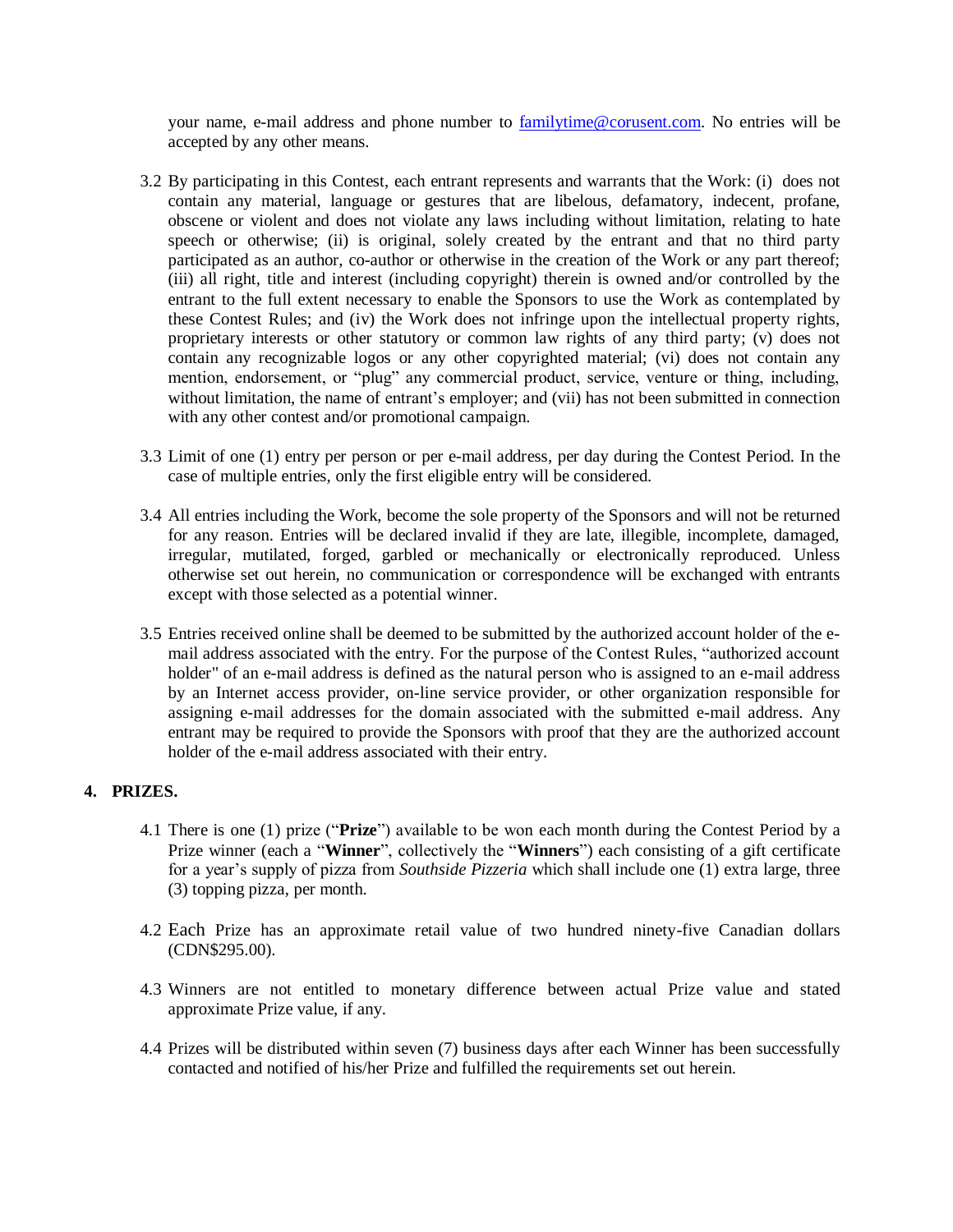your name, e-mail address and phone number to familytime@corusent.com. No entries will be accepted by any other means.

3.2 By participating in this Contest, each entrant represents and warrants that the Work: (i) does not contain any material, language or gestures that are libelous, defamatory, indecent, profane, obscene or violent and does not violate any laws including without limitation, relating to hate speech or otherwise; (ii) is original, solely created by the entrant and that no third party participated as an author, co-author or otherwise in the creation of the Work or any part thereof; (iii) all right, title and interest (including copyright) therein is owned and/or controlled by the entrant to the full extent necessary to enable the Sponsors to use the Work as contemplated by these Contest Rules; and (iv) the Work does not infringe upon the intellectual property rights, proprietary interests or other statutory or common law rights of any third party; (v) does not contain any recognizable logos or any other copyrighted material; (vi) does not contain any mention, endorsement, or "plug" any commercial product, service, venture or thing, including, without limitation, the name of entrant's employer; and (vii) has not been submitted in connection with any other contest and/or promotional campaign.

3.3 Limit of one (1) entry per person or per e-mail address, per day during the Contest Period. In the case of multiple entries, only the first eligible entry will be considered.

3.4 All entries including the Work, become the sole property of the Sponsors and will not be returned for any reason. Entries will be declared invalid if they are late, illegible, incomplete, damaged, irregular, mutilated, forged, garbled or mechanically or electronically reproduced. Unless otherwise set out herein, no communication or correspondence will be exchanged with entrants except with those selected as a potential winner.

3.5 Entries received online shall be deemed to be submitted by the authorized account holder of the e-mail address associated with the entry. For the purpose of the Contest Rules, "authorized account holder" of an e-mail address is defined as the natural person who is assigned to an e-mail address by an Internet access provider, on-line service provider, or other organization responsible for assigning e-mail addresses for the domain associated with the submitted e-mail address. Any entrant may be required to provide the Sponsors with proof that they are the authorized account holder of the e-mail address associated with their entry.

## 4. PRIZES.

4.1 There is one (1) prize ("**Prize**") available to be won each month during the Contest Period by a Prize winner (each a "**Winner**", collectively the "**Winners**") each consisting of a gift certificate for a year's supply of pizza from *Southside Pizzeria* which shall include one (1) extra large, three (3) topping pizza, per month.

4.2 Each Prize has an approximate retail value of two hundred ninety-five Canadian dollars (CDN$295.00).

4.3 Winners are not entitled to monetary difference between actual Prize value and stated approximate Prize value, if any.

4.4 Prizes will be distributed within seven (7) business days after each Winner has been successfully contacted and notified of his/her Prize and fulfilled the requirements set out herein.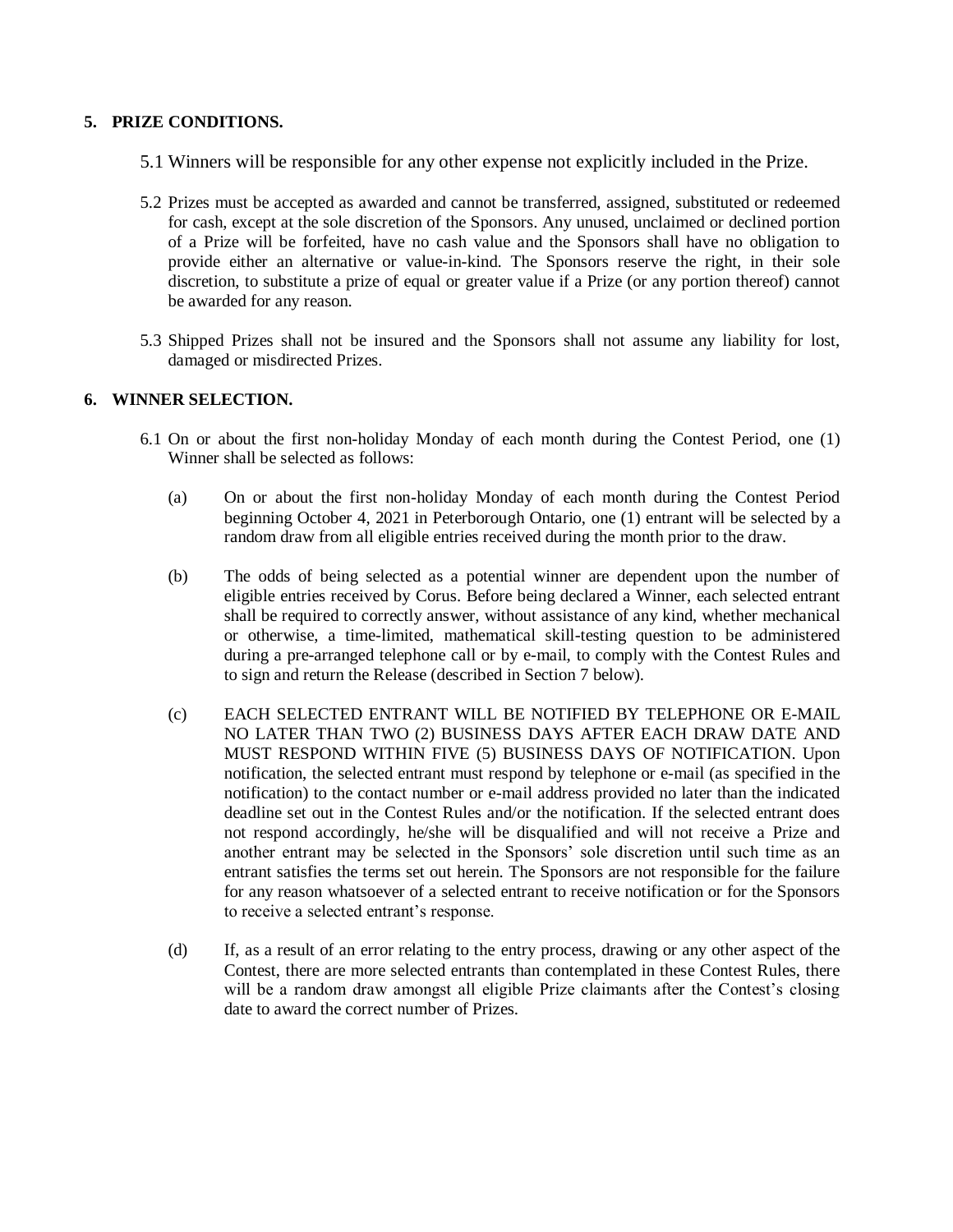## 5. PRIZE CONDITIONS.

5.1 Winners will be responsible for any other expense not explicitly included in the Prize.

5.2 Prizes must be accepted as awarded and cannot be transferred, assigned, substituted or redeemed for cash, except at the sole discretion of the Sponsors. Any unused, unclaimed or declined portion of a Prize will be forfeited, have no cash value and the Sponsors shall have no obligation to provide either an alternative or value-in-kind. The Sponsors reserve the right, in their sole discretion, to substitute a prize of equal or greater value if a Prize (or any portion thereof) cannot be awarded for any reason.

5.3 Shipped Prizes shall not be insured and the Sponsors shall not assume any liability for lost, damaged or misdirected Prizes.

## 6. WINNER SELECTION.

6.1 On or about the first non-holiday Monday of each month during the Contest Period, one (1) Winner shall be selected as follows:

(a) On or about the first non-holiday Monday of each month during the Contest Period beginning October 4, 2021 in Peterborough Ontario, one (1) entrant will be selected by a random draw from all eligible entries received during the month prior to the draw.

(b) The odds of being selected as a potential winner are dependent upon the number of eligible entries received by Corus. Before being declared a Winner, each selected entrant shall be required to correctly answer, without assistance of any kind, whether mechanical or otherwise, a time-limited, mathematical skill-testing question to be administered during a pre-arranged telephone call or by e-mail, to comply with the Contest Rules and to sign and return the Release (described in Section 7 below).

(c) EACH SELECTED ENTRANT WILL BE NOTIFIED BY TELEPHONE OR E-MAIL NO LATER THAN TWO (2) BUSINESS DAYS AFTER EACH DRAW DATE AND MUST RESPOND WITHIN FIVE (5) BUSINESS DAYS OF NOTIFICATION. Upon notification, the selected entrant must respond by telephone or e-mail (as specified in the notification) to the contact number or e-mail address provided no later than the indicated deadline set out in the Contest Rules and/or the notification. If the selected entrant does not respond accordingly, he/she will be disqualified and will not receive a Prize and another entrant may be selected in the Sponsors' sole discretion until such time as an entrant satisfies the terms set out herein. The Sponsors are not responsible for the failure for any reason whatsoever of a selected entrant to receive notification or for the Sponsors to receive a selected entrant's response.

(d) If, as a result of an error relating to the entry process, drawing or any other aspect of the Contest, there are more selected entrants than contemplated in these Contest Rules, there will be a random draw amongst all eligible Prize claimants after the Contest's closing date to award the correct number of Prizes.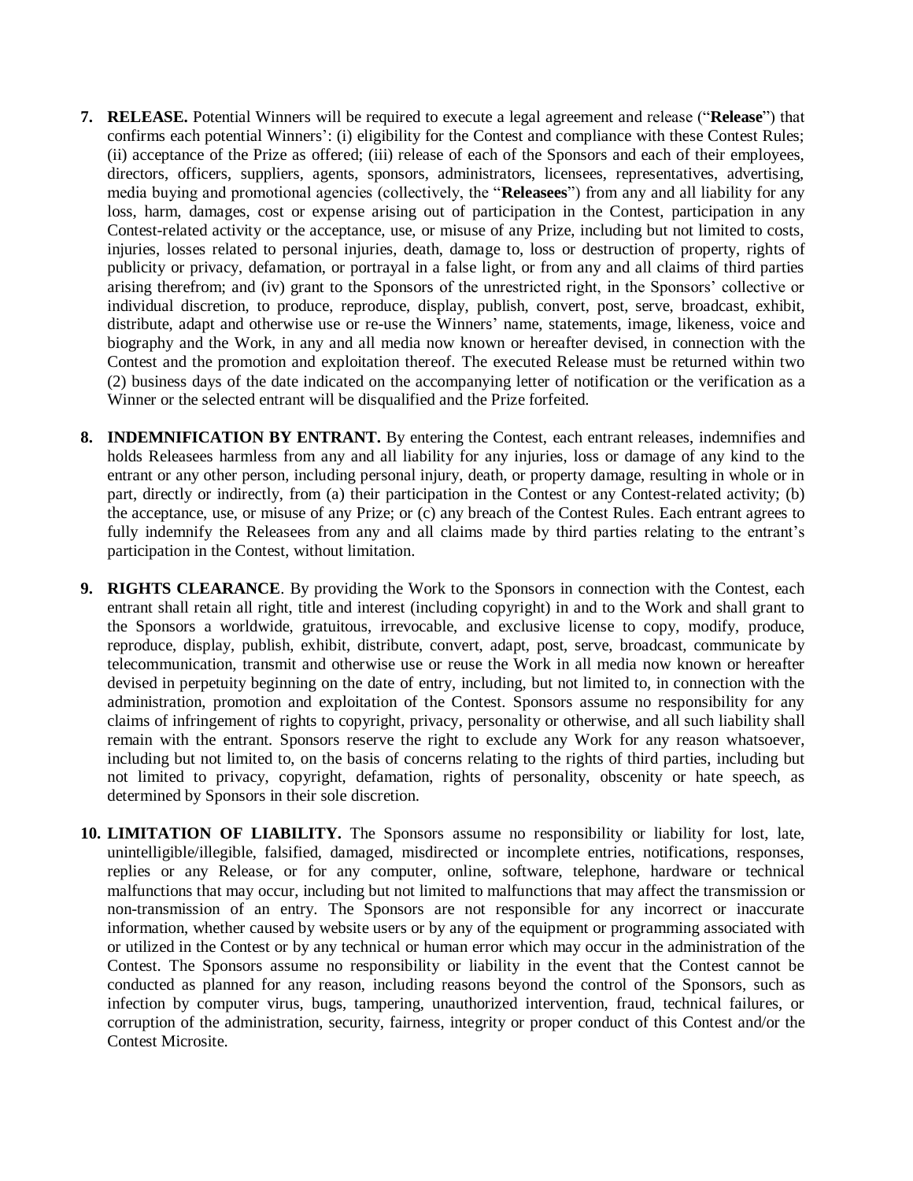7. **RELEASE.** Potential Winners will be required to execute a legal agreement and release ("**Release**") that confirms each potential Winners': (i) eligibility for the Contest and compliance with these Contest Rules; (ii) acceptance of the Prize as offered; (iii) release of each of the Sponsors and each of their employees, directors, officers, suppliers, agents, sponsors, administrators, licensees, representatives, advertising, media buying and promotional agencies (collectively, the "**Releasees**") from any and all liability for any loss, harm, damages, cost or expense arising out of participation in the Contest, participation in any Contest-related activity or the acceptance, use, or misuse of any Prize, including but not limited to costs, injuries, losses related to personal injuries, death, damage to, loss or destruction of property, rights of publicity or privacy, defamation, or portrayal in a false light, or from any and all claims of third parties arising therefrom; and (iv) grant to the Sponsors of the unrestricted right, in the Sponsors' collective or individual discretion, to produce, reproduce, display, publish, convert, post, serve, broadcast, exhibit, distribute, adapt and otherwise use or re-use the Winners' name, statements, image, likeness, voice and biography and the Work, in any and all media now known or hereafter devised, in connection with the Contest and the promotion and exploitation thereof. The executed Release must be returned within two (2) business days of the date indicated on the accompanying letter of notification or the verification as a Winner or the selected entrant will be disqualified and the Prize forfeited.

8. **INDEMNIFICATION BY ENTRANT.** By entering the Contest, each entrant releases, indemnifies and holds Releasees harmless from any and all liability for any injuries, loss or damage of any kind to the entrant or any other person, including personal injury, death, or property damage, resulting in whole or in part, directly or indirectly, from (a) their participation in the Contest or any Contest-related activity; (b) the acceptance, use, or misuse of any Prize; or (c) any breach of the Contest Rules. Each entrant agrees to fully indemnify the Releasees from any and all claims made by third parties relating to the entrant's participation in the Contest, without limitation.

9. **RIGHTS CLEARANCE**. By providing the Work to the Sponsors in connection with the Contest, each entrant shall retain all right, title and interest (including copyright) in and to the Work and shall grant to the Sponsors a worldwide, gratuitous, irrevocable, and exclusive license to copy, modify, produce, reproduce, display, publish, exhibit, distribute, convert, adapt, post, serve, broadcast, communicate by telecommunication, transmit and otherwise use or reuse the Work in all media now known or hereafter devised in perpetuity beginning on the date of entry, including, but not limited to, in connection with the administration, promotion and exploitation of the Contest. Sponsors assume no responsibility for any claims of infringement of rights to copyright, privacy, personality or otherwise, and all such liability shall remain with the entrant. Sponsors reserve the right to exclude any Work for any reason whatsoever, including but not limited to, on the basis of concerns relating to the rights of third parties, including but not limited to privacy, copyright, defamation, rights of personality, obscenity or hate speech, as determined by Sponsors in their sole discretion.

10. **LIMITATION OF LIABILITY.** The Sponsors assume no responsibility or liability for lost, late, unintelligible/illegible, falsified, damaged, misdirected or incomplete entries, notifications, responses, replies or any Release, or for any computer, online, software, telephone, hardware or technical malfunctions that may occur, including but not limited to malfunctions that may affect the transmission or non-transmission of an entry. The Sponsors are not responsible for any incorrect or inaccurate information, whether caused by website users or by any of the equipment or programming associated with or utilized in the Contest or by any technical or human error which may occur in the administration of the Contest. The Sponsors assume no responsibility or liability in the event that the Contest cannot be conducted as planned for any reason, including reasons beyond the control of the Sponsors, such as infection by computer virus, bugs, tampering, unauthorized intervention, fraud, technical failures, or corruption of the administration, security, fairness, integrity or proper conduct of this Contest and/or the Contest Microsite.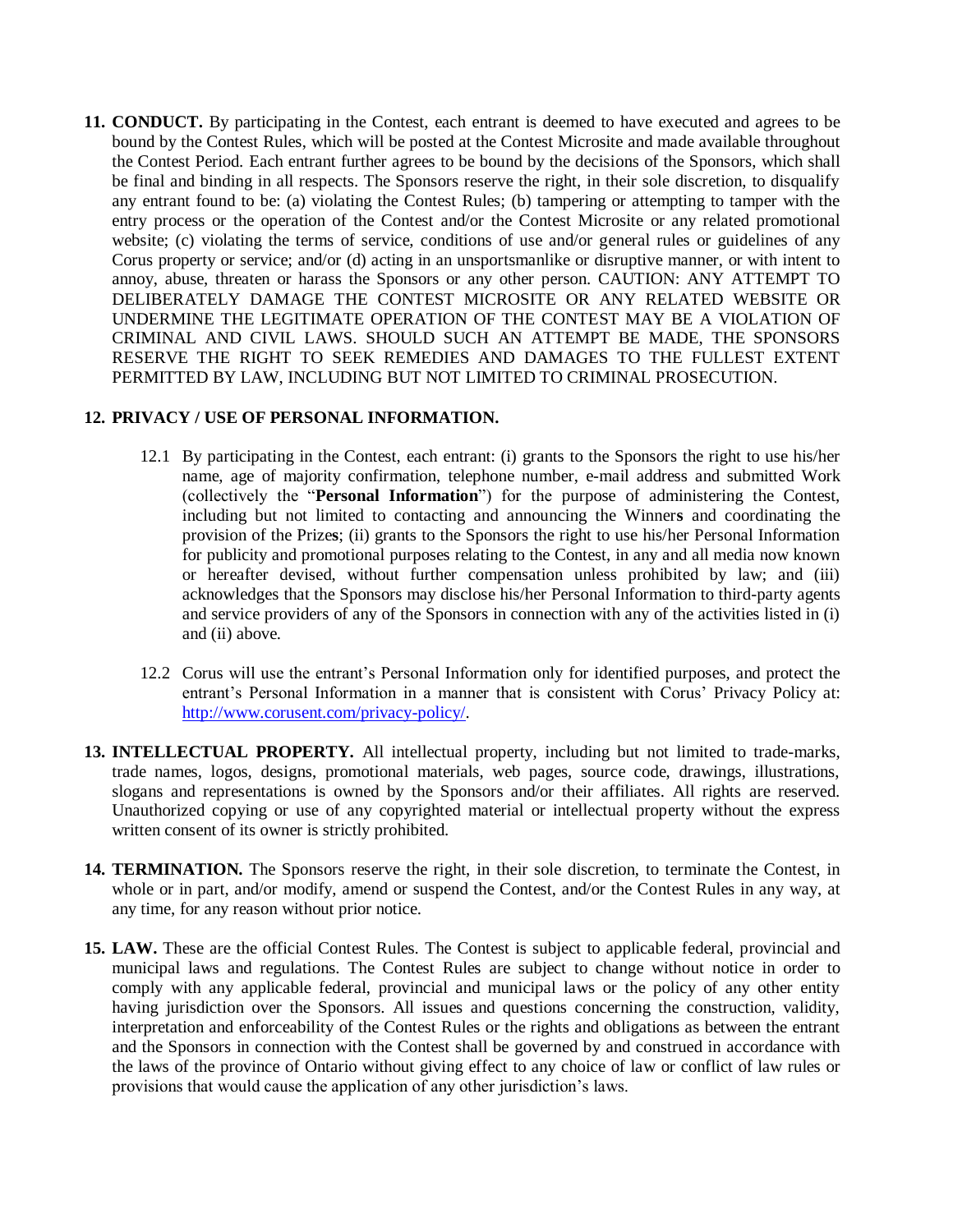**11. CONDUCT.** By participating in the Contest, each entrant is deemed to have executed and agrees to be bound by the Contest Rules, which will be posted at the Contest Microsite and made available throughout the Contest Period. Each entrant further agrees to be bound by the decisions of the Sponsors, which shall be final and binding in all respects. The Sponsors reserve the right, in their sole discretion, to disqualify any entrant found to be: (a) violating the Contest Rules; (b) tampering or attempting to tamper with the entry process or the operation of the Contest and/or the Contest Microsite or any related promotional website; (c) violating the terms of service, conditions of use and/or general rules or guidelines of any Corus property or service; and/or (d) acting in an unsportsmanlike or disruptive manner, or with intent to annoy, abuse, threaten or harass the Sponsors or any other person. CAUTION: ANY ATTEMPT TO DELIBERATELY DAMAGE THE CONTEST MICROSITE OR ANY RELATED WEBSITE OR UNDERMINE THE LEGITIMATE OPERATION OF THE CONTEST MAY BE A VIOLATION OF CRIMINAL AND CIVIL LAWS. SHOULD SUCH AN ATTEMPT BE MADE, THE SPONSORS RESERVE THE RIGHT TO SEEK REMEDIES AND DAMAGES TO THE FULLEST EXTENT PERMITTED BY LAW, INCLUDING BUT NOT LIMITED TO CRIMINAL PROSECUTION.

**12. PRIVACY / USE OF PERSONAL INFORMATION.**

12.1 By participating in the Contest, each entrant: (i) grants to the Sponsors the right to use his/her name, age of majority confirmation, telephone number, e-mail address and submitted Work (collectively the "**Personal Information**") for the purpose of administering the Contest, including but not limited to contacting and announcing the Winner**s** and coordinating the provision of the Prize**s**; (ii) grants to the Sponsors the right to use his/her Personal Information for publicity and promotional purposes relating to the Contest, in any and all media now known or hereafter devised, without further compensation unless prohibited by law; and (iii) acknowledges that the Sponsors may disclose his/her Personal Information to third-party agents and service providers of any of the Sponsors in connection with any of the activities listed in (i) and (ii) above.

12.2 Corus will use the entrant's Personal Information only for identified purposes, and protect the entrant's Personal Information in a manner that is consistent with Corus' Privacy Policy at: http://www.corusent.com/privacy-policy/.

**13. INTELLECTUAL PROPERTY.** All intellectual property, including but not limited to trade-marks, trade names, logos, designs, promotional materials, web pages, source code, drawings, illustrations, slogans and representations is owned by the Sponsors and/or their affiliates. All rights are reserved. Unauthorized copying or use of any copyrighted material or intellectual property without the express written consent of its owner is strictly prohibited.

**14. TERMINATION.** The Sponsors reserve the right, in their sole discretion, to terminate the Contest, in whole or in part, and/or modify, amend or suspend the Contest, and/or the Contest Rules in any way, at any time, for any reason without prior notice.

**15. LAW.** These are the official Contest Rules. The Contest is subject to applicable federal, provincial and municipal laws and regulations. The Contest Rules are subject to change without notice in order to comply with any applicable federal, provincial and municipal laws or the policy of any other entity having jurisdiction over the Sponsors. All issues and questions concerning the construction, validity, interpretation and enforceability of the Contest Rules or the rights and obligations as between the entrant and the Sponsors in connection with the Contest shall be governed by and construed in accordance with the laws of the province of Ontario without giving effect to any choice of law or conflict of law rules or provisions that would cause the application of any other jurisdiction's laws.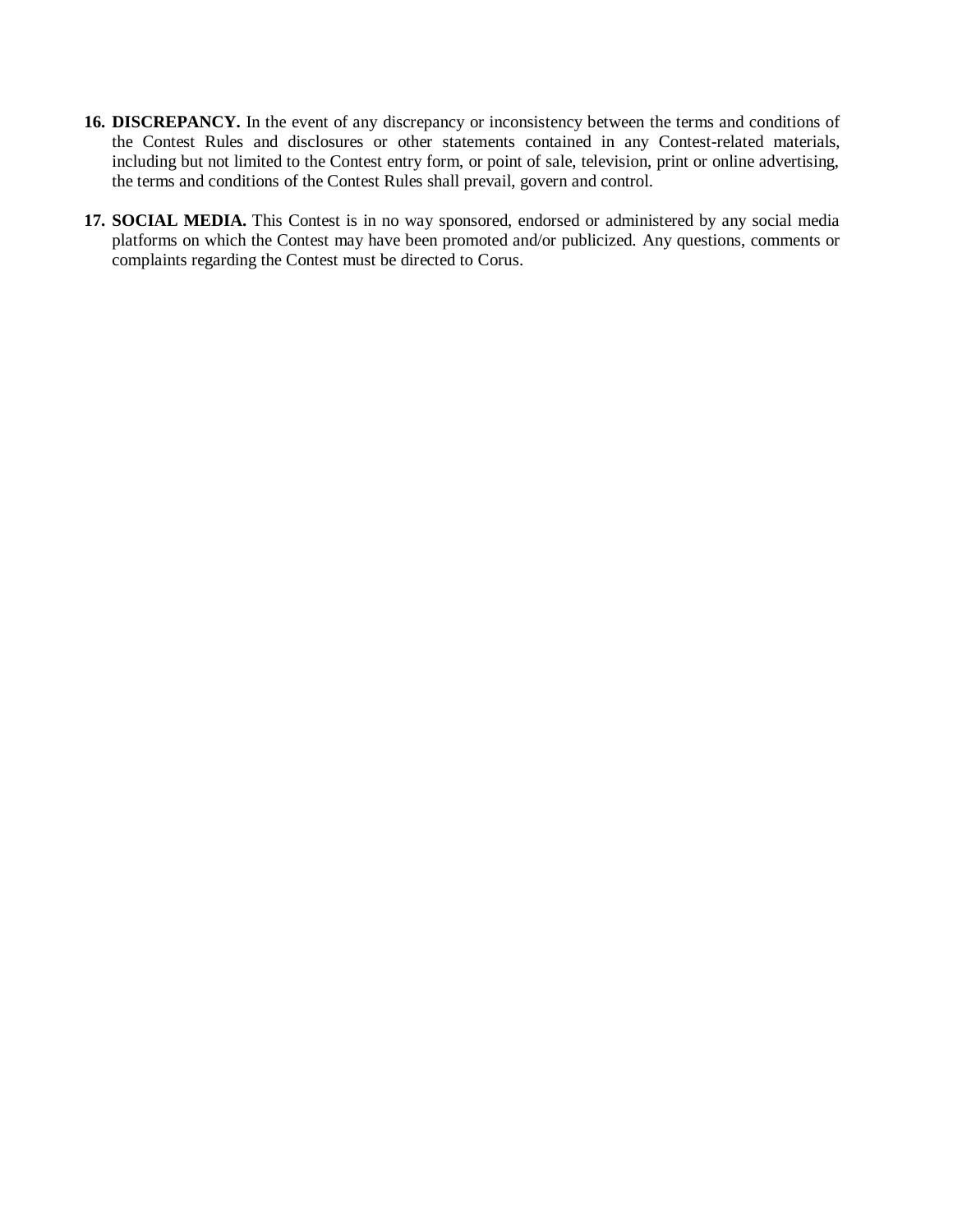16. **DISCREPANCY.** In the event of any discrepancy or inconsistency between the terms and conditions of the Contest Rules and disclosures or other statements contained in any Contest-related materials, including but not limited to the Contest entry form, or point of sale, television, print or online advertising, the terms and conditions of the Contest Rules shall prevail, govern and control.

17. **SOCIAL MEDIA.** This Contest is in no way sponsored, endorsed or administered by any social media platforms on which the Contest may have been promoted and/or publicized. Any questions, comments or complaints regarding the Contest must be directed to Corus.